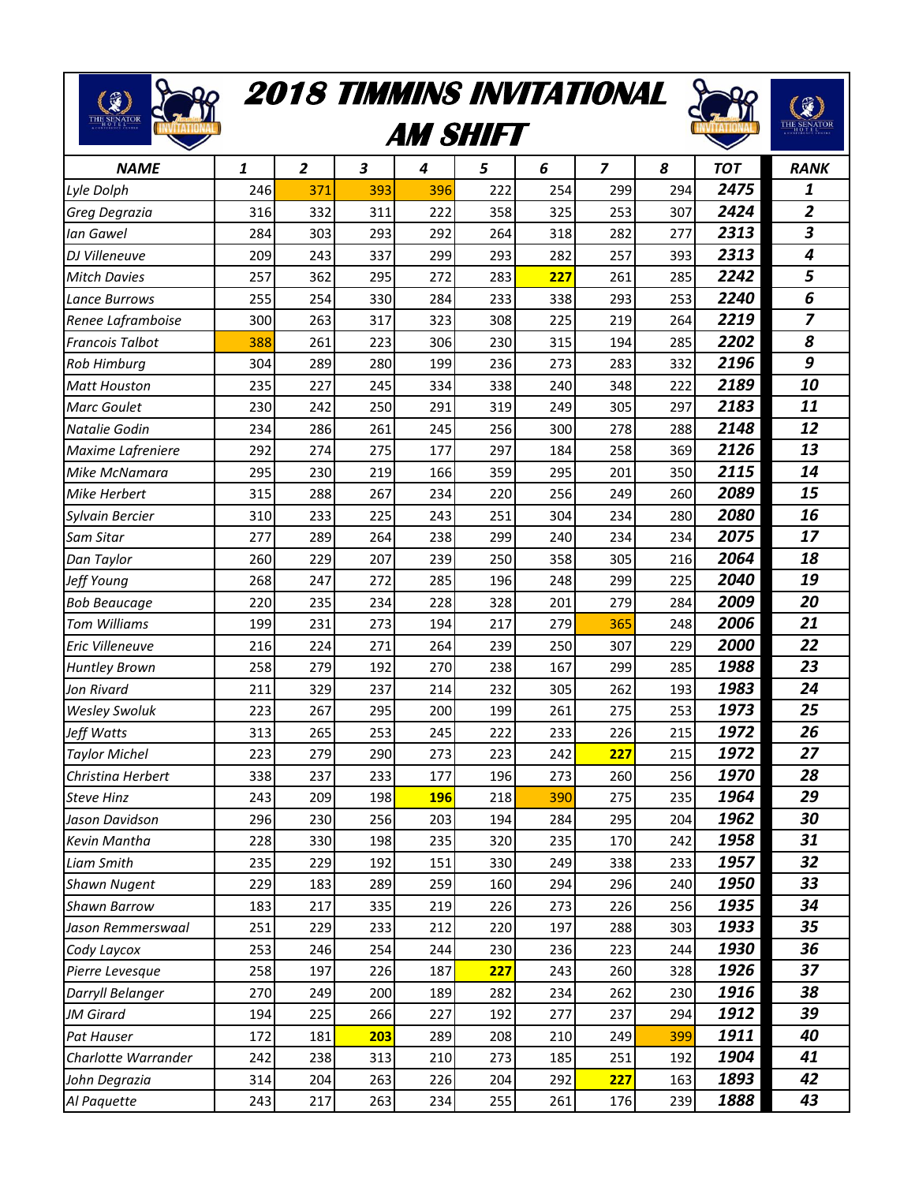# 2018 TIMMINS INVITATIONAL
## AM SHIFT

| NAME | 1 | 2 | 3 | 4 | 5 | 6 | 7 | 8 | TOT | RANK |
|---|---|---|---|---|---|---|---|---|---|---|
| Lyle Dolph | 246 | 371 | 393 | 396 | 222 | 254 | 299 | 294 | 2475 | 1 |
| Greg Degrazia | 316 | 332 | 311 | 222 | 358 | 325 | 253 | 307 | 2424 | 2 |
| Ian Gawel | 284 | 303 | 293 | 292 | 264 | 318 | 282 | 277 | 2313 | 3 |
| DJ Villeneuve | 209 | 243 | 337 | 299 | 293 | 282 | 257 | 393 | 2313 | 4 |
| Mitch Davies | 257 | 362 | 295 | 272 | 283 | 227 | 261 | 285 | 2242 | 5 |
| Lance Burrows | 255 | 254 | 330 | 284 | 233 | 338 | 293 | 253 | 2240 | 6 |
| Renee Laframboise | 300 | 263 | 317 | 323 | 308 | 225 | 219 | 264 | 2219 | 7 |
| Francois Talbot | 388 | 261 | 223 | 306 | 230 | 315 | 194 | 285 | 2202 | 8 |
| Rob Himburg | 304 | 289 | 280 | 199 | 236 | 273 | 283 | 332 | 2196 | 9 |
| Matt Houston | 235 | 227 | 245 | 334 | 338 | 240 | 348 | 222 | 2189 | 10 |
| Marc Goulet | 230 | 242 | 250 | 291 | 319 | 249 | 305 | 297 | 2183 | 11 |
| Natalie Godin | 234 | 286 | 261 | 245 | 256 | 300 | 278 | 288 | 2148 | 12 |
| Maxime Lafreniere | 292 | 274 | 275 | 177 | 297 | 184 | 258 | 369 | 2126 | 13 |
| Mike McNamara | 295 | 230 | 219 | 166 | 359 | 295 | 201 | 350 | 2115 | 14 |
| Mike Herbert | 315 | 288 | 267 | 234 | 220 | 256 | 249 | 260 | 2089 | 15 |
| Sylvain Bercier | 310 | 233 | 225 | 243 | 251 | 304 | 234 | 280 | 2080 | 16 |
| Sam Sitar | 277 | 289 | 264 | 238 | 299 | 240 | 234 | 234 | 2075 | 17 |
| Dan Taylor | 260 | 229 | 207 | 239 | 250 | 358 | 305 | 216 | 2064 | 18 |
| Jeff Young | 268 | 247 | 272 | 285 | 196 | 248 | 299 | 225 | 2040 | 19 |
| Bob Beaucage | 220 | 235 | 234 | 228 | 328 | 201 | 279 | 284 | 2009 | 20 |
| Tom Williams | 199 | 231 | 273 | 194 | 217 | 279 | 365 | 248 | 2006 | 21 |
| Eric Villeneuve | 216 | 224 | 271 | 264 | 239 | 250 | 307 | 229 | 2000 | 22 |
| Huntley Brown | 258 | 279 | 192 | 270 | 238 | 167 | 299 | 285 | 1988 | 23 |
| Jon Rivard | 211 | 329 | 237 | 214 | 232 | 305 | 262 | 193 | 1983 | 24 |
| Wesley Swoluk | 223 | 267 | 295 | 200 | 199 | 261 | 275 | 253 | 1973 | 25 |
| Jeff Watts | 313 | 265 | 253 | 245 | 222 | 233 | 226 | 215 | 1972 | 26 |
| Taylor Michel | 223 | 279 | 290 | 273 | 223 | 242 | 227 | 215 | 1972 | 27 |
| Christina Herbert | 338 | 237 | 233 | 177 | 196 | 273 | 260 | 256 | 1970 | 28 |
| Steve Hinz | 243 | 209 | 198 | 196 | 218 | 390 | 275 | 235 | 1964 | 29 |
| Jason Davidson | 296 | 230 | 256 | 203 | 194 | 284 | 295 | 204 | 1962 | 30 |
| Kevin Mantha | 228 | 330 | 198 | 235 | 320 | 235 | 170 | 242 | 1958 | 31 |
| Liam Smith | 235 | 229 | 192 | 151 | 330 | 249 | 338 | 233 | 1957 | 32 |
| Shawn Nugent | 229 | 183 | 289 | 259 | 160 | 294 | 296 | 240 | 1950 | 33 |
| Shawn Barrow | 183 | 217 | 335 | 219 | 226 | 273 | 226 | 256 | 1935 | 34 |
| Jason Remmerswaal | 251 | 229 | 233 | 212 | 220 | 197 | 288 | 303 | 1933 | 35 |
| Cody Laycox | 253 | 246 | 254 | 244 | 230 | 236 | 223 | 244 | 1930 | 36 |
| Pierre Levesque | 258 | 197 | 226 | 187 | 227 | 243 | 260 | 328 | 1926 | 37 |
| Darryll Belanger | 270 | 249 | 200 | 189 | 282 | 234 | 262 | 230 | 1916 | 38 |
| JM Girard | 194 | 225 | 266 | 227 | 192 | 277 | 237 | 294 | 1912 | 39 |
| Pat Hauser | 172 | 181 | 203 | 289 | 208 | 210 | 249 | 399 | 1911 | 40 |
| Charlotte Warrander | 242 | 238 | 313 | 210 | 273 | 185 | 251 | 192 | 1904 | 41 |
| John Degrazia | 314 | 204 | 263 | 226 | 204 | 292 | 227 | 163 | 1893 | 42 |
| Al Paquette | 243 | 217 | 263 | 234 | 255 | 261 | 176 | 239 | 1888 | 43 |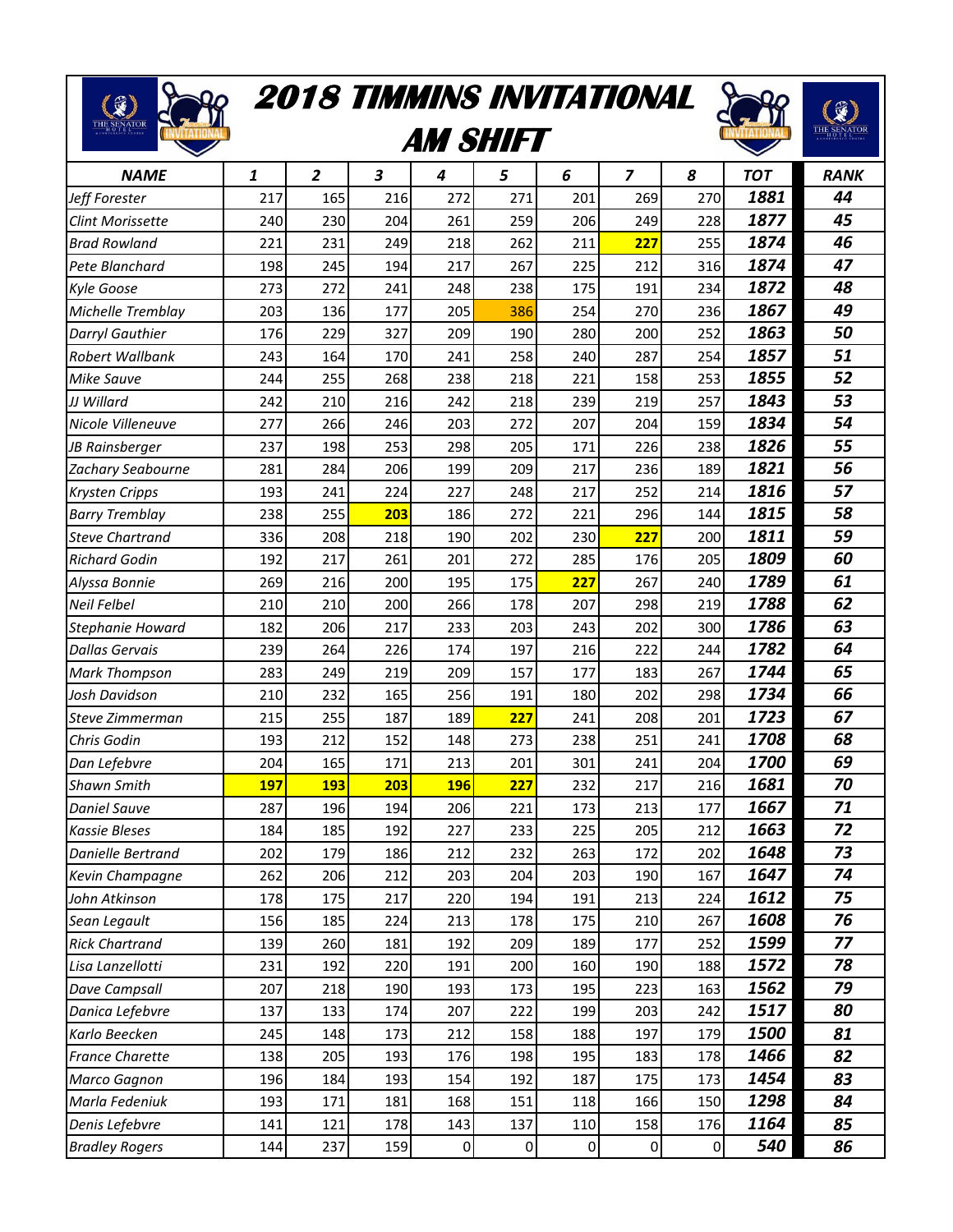# 2018 TIMMINS INVITATIONAL

## AM SHIFT

| NAME | 1 | 2 | 3 | 4 | 5 | 6 | 7 | 8 | TOT | RANK |
|---|---|---|---|---|---|---|---|---|---|---|
| Jeff Forester | 217 | 165 | 216 | 272 | 271 | 201 | 269 | 270 | 1881 | 44 |
| Clint Morissette | 240 | 230 | 204 | 261 | 259 | 206 | 249 | 228 | 1877 | 45 |
| Brad Rowland | 221 | 231 | 249 | 218 | 262 | 211 | 227 | 255 | 1874 | 46 |
| Pete Blanchard | 198 | 245 | 194 | 217 | 267 | 225 | 212 | 316 | 1874 | 47 |
| Kyle Goose | 273 | 272 | 241 | 248 | 238 | 175 | 191 | 234 | 1872 | 48 |
| Michelle Tremblay | 203 | 136 | 177 | 205 | 386 | 254 | 270 | 236 | 1867 | 49 |
| Darryl Gauthier | 176 | 229 | 327 | 209 | 190 | 280 | 200 | 252 | 1863 | 50 |
| Robert Wallbank | 243 | 164 | 170 | 241 | 258 | 240 | 287 | 254 | 1857 | 51 |
| Mike Sauve | 244 | 255 | 268 | 238 | 218 | 221 | 158 | 253 | 1855 | 52 |
| JJ Willard | 242 | 210 | 216 | 242 | 218 | 239 | 219 | 257 | 1843 | 53 |
| Nicole Villeneuve | 277 | 266 | 246 | 203 | 272 | 207 | 204 | 159 | 1834 | 54 |
| JB Rainsberger | 237 | 198 | 253 | 298 | 205 | 171 | 226 | 238 | 1826 | 55 |
| Zachary Seabourne | 281 | 284 | 206 | 199 | 209 | 217 | 236 | 189 | 1821 | 56 |
| Krysten Cripps | 193 | 241 | 224 | 227 | 248 | 217 | 252 | 214 | 1816 | 57 |
| Barry Tremblay | 238 | 255 | 203 | 186 | 272 | 221 | 296 | 144 | 1815 | 58 |
| Steve Chartrand | 336 | 208 | 218 | 190 | 202 | 230 | 227 | 200 | 1811 | 59 |
| Richard Godin | 192 | 217 | 261 | 201 | 272 | 285 | 176 | 205 | 1809 | 60 |
| Alyssa Bonnie | 269 | 216 | 200 | 195 | 175 | 227 | 267 | 240 | 1789 | 61 |
| Neil Felbel | 210 | 210 | 200 | 266 | 178 | 207 | 298 | 219 | 1788 | 62 |
| Stephanie Howard | 182 | 206 | 217 | 233 | 203 | 243 | 202 | 300 | 1786 | 63 |
| Dallas Gervais | 239 | 264 | 226 | 174 | 197 | 216 | 222 | 244 | 1782 | 64 |
| Mark Thompson | 283 | 249 | 219 | 209 | 157 | 177 | 183 | 267 | 1744 | 65 |
| Josh Davidson | 210 | 232 | 165 | 256 | 191 | 180 | 202 | 298 | 1734 | 66 |
| Steve Zimmerman | 215 | 255 | 187 | 189 | 227 | 241 | 208 | 201 | 1723 | 67 |
| Chris Godin | 193 | 212 | 152 | 148 | 273 | 238 | 251 | 241 | 1708 | 68 |
| Dan Lefebvre | 204 | 165 | 171 | 213 | 201 | 301 | 241 | 204 | 1700 | 69 |
| Shawn Smith | 197 | 193 | 203 | 196 | 227 | 232 | 217 | 216 | 1681 | 70 |
| Daniel Sauve | 287 | 196 | 194 | 206 | 221 | 173 | 213 | 177 | 1667 | 71 |
| Kassie Bleses | 184 | 185 | 192 | 227 | 233 | 225 | 205 | 212 | 1663 | 72 |
| Danielle Bertrand | 202 | 179 | 186 | 212 | 232 | 263 | 172 | 202 | 1648 | 73 |
| Kevin Champagne | 262 | 206 | 212 | 203 | 204 | 203 | 190 | 167 | 1647 | 74 |
| John Atkinson | 178 | 175 | 217 | 220 | 194 | 191 | 213 | 224 | 1612 | 75 |
| Sean Legault | 156 | 185 | 224 | 213 | 178 | 175 | 210 | 267 | 1608 | 76 |
| Rick Chartrand | 139 | 260 | 181 | 192 | 209 | 189 | 177 | 252 | 1599 | 77 |
| Lisa Lanzellotti | 231 | 192 | 220 | 191 | 200 | 160 | 190 | 188 | 1572 | 78 |
| Dave Campsall | 207 | 218 | 190 | 193 | 173 | 195 | 223 | 163 | 1562 | 79 |
| Danica Lefebvre | 137 | 133 | 174 | 207 | 222 | 199 | 203 | 242 | 1517 | 80 |
| Karlo Beecken | 245 | 148 | 173 | 212 | 158 | 188 | 197 | 179 | 1500 | 81 |
| France Charette | 138 | 205 | 193 | 176 | 198 | 195 | 183 | 178 | 1466 | 82 |
| Marco Gagnon | 196 | 184 | 193 | 154 | 192 | 187 | 175 | 173 | 1454 | 83 |
| Marla Fedeniuk | 193 | 171 | 181 | 168 | 151 | 118 | 166 | 150 | 1298 | 84 |
| Denis Lefebvre | 141 | 121 | 178 | 143 | 137 | 110 | 158 | 176 | 1164 | 85 |
| Bradley Rogers | 144 | 237 | 159 | 0 | 0 | 0 | 0 | 0 | 540 | 86 |